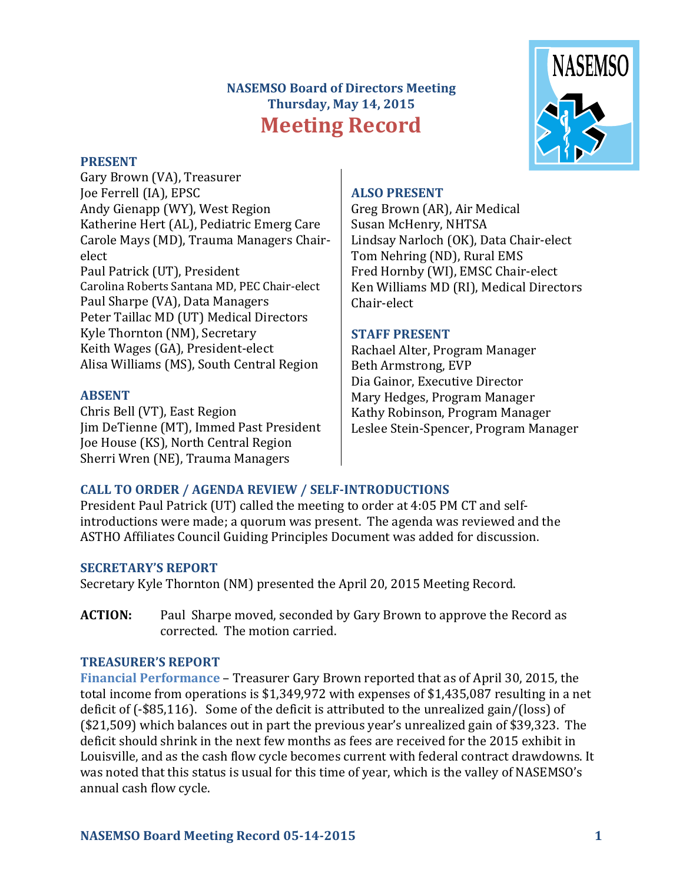**NASEMSO Board of Directors Meeting**
**Thursday, May 14, 2015**

# Meeting Record

## PRESENT

Gary Brown (VA), Treasurer
Joe Ferrell (IA), EPSC
Andy Gienapp (WY), West Region
Katherine Hert (AL), Pediatric Emerg Care
Carole Mays (MD), Trauma Managers Chair-elect
Paul Patrick (UT), President
Carolina Roberts Santana MD, PEC Chair-elect
Paul Sharpe (VA), Data Managers
Peter Taillac MD (UT) Medical Directors
Kyle Thornton (NM), Secretary
Keith Wages (GA), President-elect
Alisa Williams (MS), South Central Region

## ABSENT

Chris Bell (VT), East Region
Jim DeTienne (MT), Immed Past President
Joe House (KS), North Central Region
Sherri Wren (NE), Trauma Managers

## ALSO PRESENT

Greg Brown (AR), Air Medical
Susan McHenry, NHTSA
Lindsay Narloch (OK), Data Chair-elect
Tom Nehring (ND), Rural EMS
Fred Hornby (WI), EMSC Chair-elect
Ken Williams MD (RI), Medical Directors Chair-elect

## STAFF PRESENT

Rachael Alter, Program Manager
Beth Armstrong, EVP
Dia Gainor, Executive Director
Mary Hedges, Program Manager
Kathy Robinson, Program Manager
Leslee Stein-Spencer, Program Manager

## CALL TO ORDER / AGENDA REVIEW / SELF-INTRODUCTIONS

President Paul Patrick (UT) called the meeting to order at 4:05 PM CT and self-introductions were made; a quorum was present. The agenda was reviewed and the ASTHO Affiliates Council Guiding Principles Document was added for discussion.

## SECRETARY'S REPORT

Secretary Kyle Thornton (NM) presented the April 20, 2015 Meeting Record.

**ACTION:** Paul Sharpe moved, seconded by Gary Brown to approve the Record as corrected. The motion carried.

## TREASURER'S REPORT

**Financial Performance** – Treasurer Gary Brown reported that as of April 30, 2015, the total income from operations is $1,349,972 with expenses of $1,435,087 resulting in a net deficit of (-$85,116). Some of the deficit is attributed to the unrealized gain/(loss) of ($21,509) which balances out in part the previous year's unrealized gain of $39,323. The deficit should shrink in the next few months as fees are received for the 2015 exhibit in Louisville, and as the cash flow cycle becomes current with federal contract drawdowns. It was noted that this status is usual for this time of year, which is the valley of NASEMSO's annual cash flow cycle.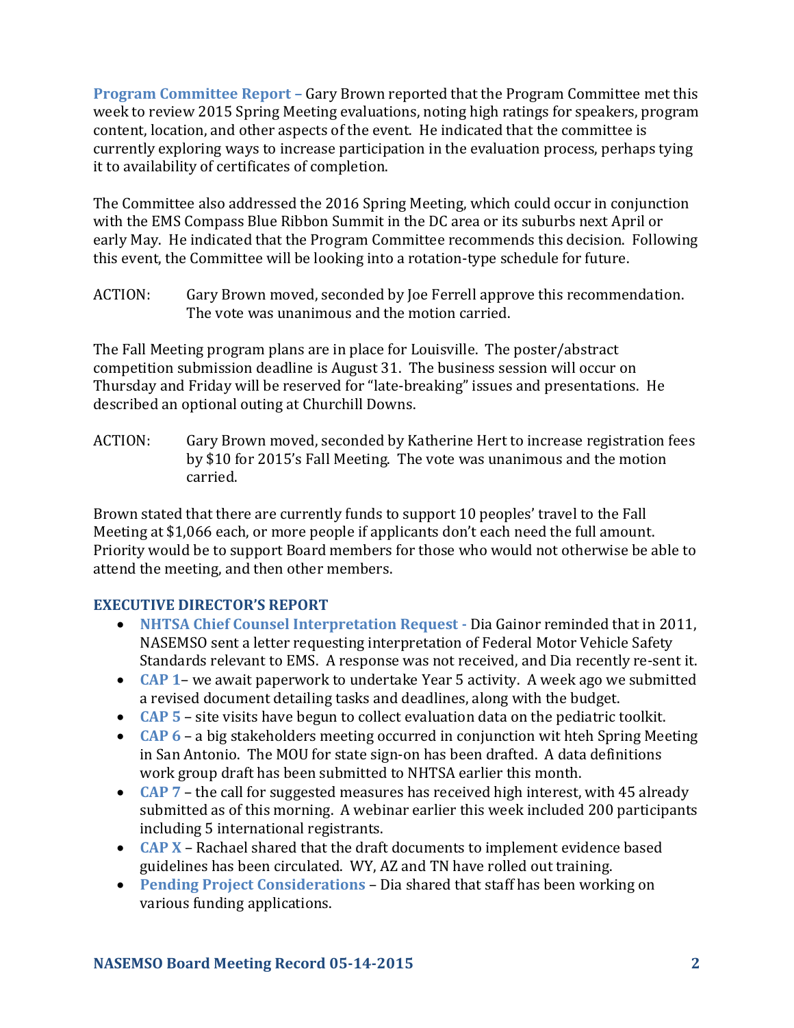**Program Committee Report –** Gary Brown reported that the Program Committee met this week to review 2015 Spring Meeting evaluations, noting high ratings for speakers, program content, location, and other aspects of the event. He indicated that the committee is currently exploring ways to increase participation in the evaluation process, perhaps tying it to availability of certificates of completion.

The Committee also addressed the 2016 Spring Meeting, which could occur in conjunction with the EMS Compass Blue Ribbon Summit in the DC area or its suburbs next April or early May. He indicated that the Program Committee recommends this decision. Following this event, the Committee will be looking into a rotation-type schedule for future.

ACTION: Gary Brown moved, seconded by Joe Ferrell approve this recommendation. The vote was unanimous and the motion carried.

The Fall Meeting program plans are in place for Louisville. The poster/abstract competition submission deadline is August 31. The business session will occur on Thursday and Friday will be reserved for "late-breaking" issues and presentations. He described an optional outing at Churchill Downs.

ACTION: Gary Brown moved, seconded by Katherine Hert to increase registration fees by $10 for 2015's Fall Meeting. The vote was unanimous and the motion carried.

Brown stated that there are currently funds to support 10 peoples' travel to the Fall Meeting at $1,066 each, or more people if applicants don't each need the full amount. Priority would be to support Board members for those who would not otherwise be able to attend the meeting, and then other members.

## EXECUTIVE DIRECTOR'S REPORT

- **NHTSA Chief Counsel Interpretation Request -** Dia Gainor reminded that in 2011, NASEMSO sent a letter requesting interpretation of Federal Motor Vehicle Safety Standards relevant to EMS. A response was not received, and Dia recently re-sent it.
- **CAP 1**– we await paperwork to undertake Year 5 activity. A week ago we submitted a revised document detailing tasks and deadlines, along with the budget.
- **CAP 5** – site visits have begun to collect evaluation data on the pediatric toolkit.
- **CAP 6** – a big stakeholders meeting occurred in conjunction wit hteh Spring Meeting in San Antonio. The MOU for state sign-on has been drafted. A data definitions work group draft has been submitted to NHTSA earlier this month.
- **CAP 7** – the call for suggested measures has received high interest, with 45 already submitted as of this morning. A webinar earlier this week included 200 participants including 5 international registrants.
- **CAP X** – Rachael shared that the draft documents to implement evidence based guidelines has been circulated. WY, AZ and TN have rolled out training.
- **Pending Project Considerations** – Dia shared that staff has been working on various funding applications.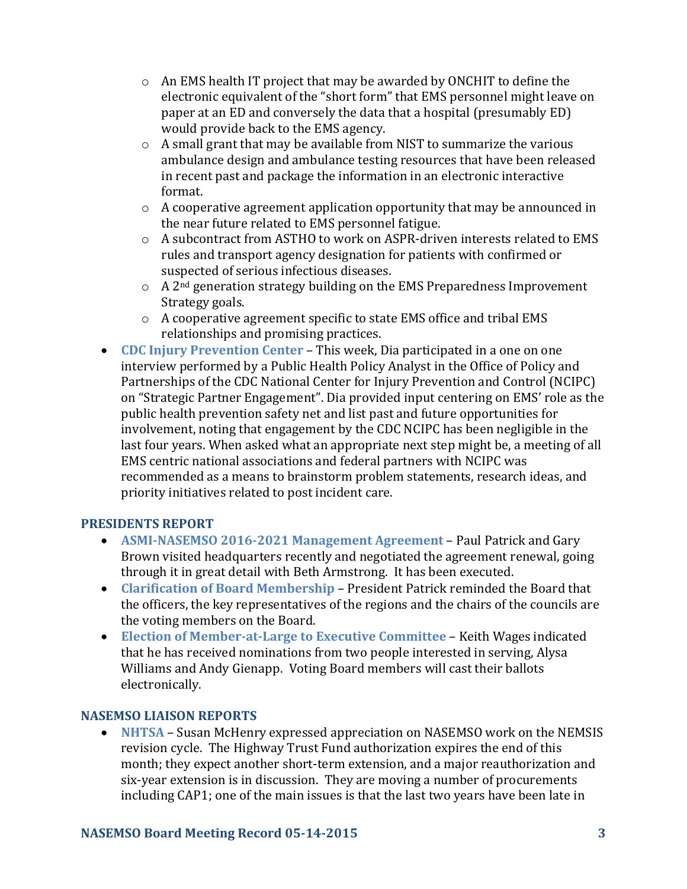- An EMS health IT project that may be awarded by ONCHIT to define the electronic equivalent of the "short form" that EMS personnel might leave on paper at an ED and conversely the data that a hospital (presumably ED) would provide back to the EMS agency.
  - A small grant that may be available from NIST to summarize the various ambulance design and ambulance testing resources that have been released in recent past and package the information in an electronic interactive format.
  - A cooperative agreement application opportunity that may be announced in the near future related to EMS personnel fatigue.
  - A subcontract from ASTHO to work on ASPR-driven interests related to EMS rules and transport agency designation for patients with confirmed or suspected of serious infectious diseases.
  - A 2nd generation strategy building on the EMS Preparedness Improvement Strategy goals.
  - A cooperative agreement specific to state EMS office and tribal EMS relationships and promising practices.
- **CDC Injury Prevention Center** – This week, Dia participated in a one on one interview performed by a Public Health Policy Analyst in the Office of Policy and Partnerships of the CDC National Center for Injury Prevention and Control (NCIPC) on "Strategic Partner Engagement". Dia provided input centering on EMS' role as the public health prevention safety net and list past and future opportunities for involvement, noting that engagement by the CDC NCIPC has been negligible in the last four years. When asked what an appropriate next step might be, a meeting of all EMS centric national associations and federal partners with NCIPC was recommended as a means to brainstorm problem statements, research ideas, and priority initiatives related to post incident care.

## PRESIDENTS REPORT

- **ASMI-NASEMSO 2016-2021 Management Agreement** – Paul Patrick and Gary Brown visited headquarters recently and negotiated the agreement renewal, going through it in great detail with Beth Armstrong. It has been executed.
- **Clarification of Board Membership** – President Patrick reminded the Board that the officers, the key representatives of the regions and the chairs of the councils are the voting members on the Board.
- **Election of Member-at-Large to Executive Committee** – Keith Wages indicated that he has received nominations from two people interested in serving, Alysa Williams and Andy Gienapp. Voting Board members will cast their ballots electronically.

## NASEMSO LIAISON REPORTS

- **NHTSA** – Susan McHenry expressed appreciation on NASEMSO work on the NEMSIS revision cycle. The Highway Trust Fund authorization expires the end of this month; they expect another short-term extension, and a major reauthorization and six-year extension is in discussion. They are moving a number of procurements including CAP1; one of the main issues is that the last two years have been late in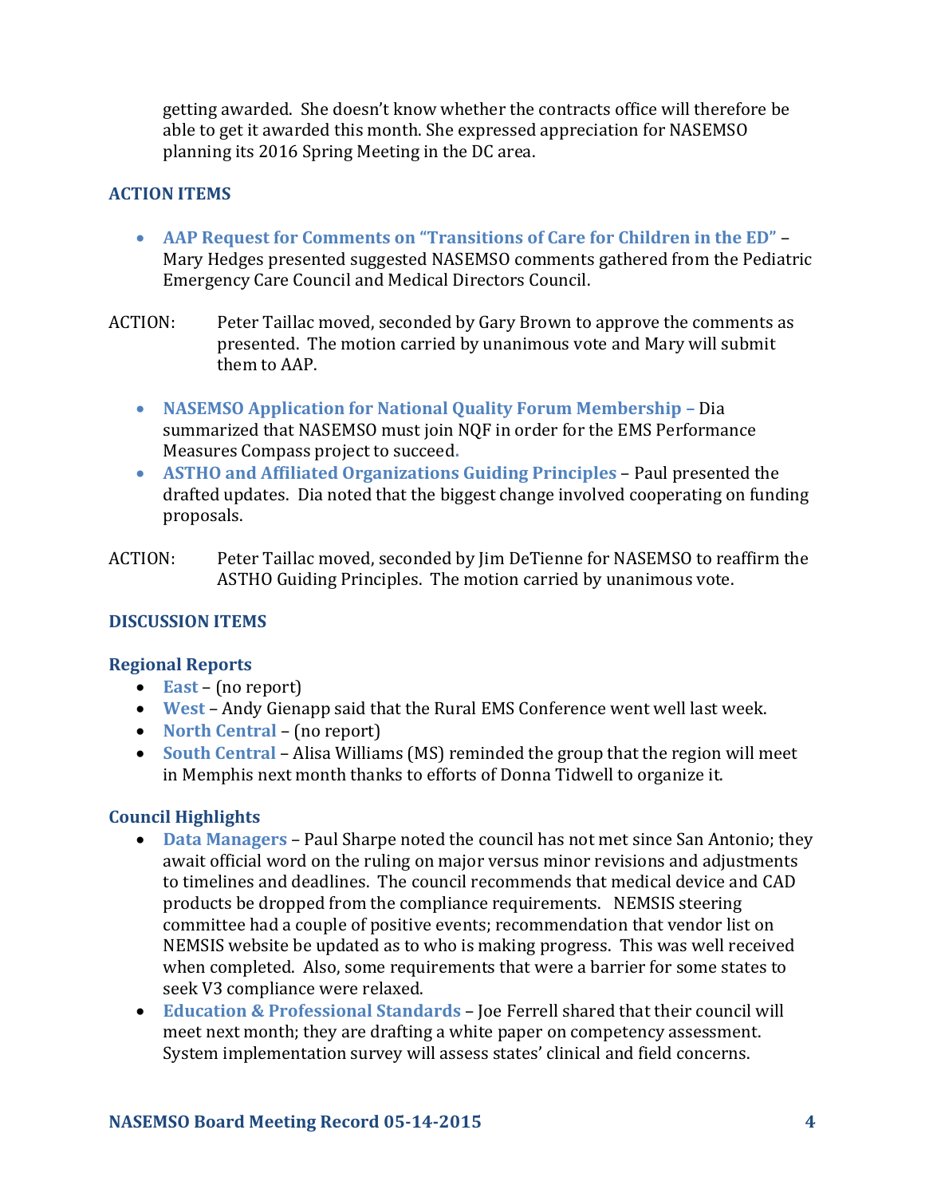getting awarded. She doesn't know whether the contracts office will therefore be able to get it awarded this month. She expressed appreciation for NASEMSO planning its 2016 Spring Meeting in the DC area.

## ACTION ITEMS

- **AAP Request for Comments on "Transitions of Care for Children in the ED"** – Mary Hedges presented suggested NASEMSO comments gathered from the Pediatric Emergency Care Council and Medical Directors Council.

ACTION: Peter Taillac moved, seconded by Gary Brown to approve the comments as presented. The motion carried by unanimous vote and Mary will submit them to AAP.

- **NASEMSO Application for National Quality Forum Membership** – Dia summarized that NASEMSO must join NQF in order for the EMS Performance Measures Compass project to succeed.
- **ASTHO and Affiliated Organizations Guiding Principles** – Paul presented the drafted updates. Dia noted that the biggest change involved cooperating on funding proposals.

ACTION: Peter Taillac moved, seconded by Jim DeTienne for NASEMSO to reaffirm the ASTHO Guiding Principles. The motion carried by unanimous vote.

## DISCUSSION ITEMS

### Regional Reports

- **East** – (no report)
- **West** – Andy Gienapp said that the Rural EMS Conference went well last week.
- **North Central** – (no report)
- **South Central** – Alisa Williams (MS) reminded the group that the region will meet in Memphis next month thanks to efforts of Donna Tidwell to organize it.

### Council Highlights

- **Data Managers** – Paul Sharpe noted the council has not met since San Antonio; they await official word on the ruling on major versus minor revisions and adjustments to timelines and deadlines. The council recommends that medical device and CAD products be dropped from the compliance requirements. NEMSIS steering committee had a couple of positive events; recommendation that vendor list on NEMSIS website be updated as to who is making progress. This was well received when completed. Also, some requirements that were a barrier for some states to seek V3 compliance were relaxed.
- **Education & Professional Standards** – Joe Ferrell shared that their council will meet next month; they are drafting a white paper on competency assessment. System implementation survey will assess states' clinical and field concerns.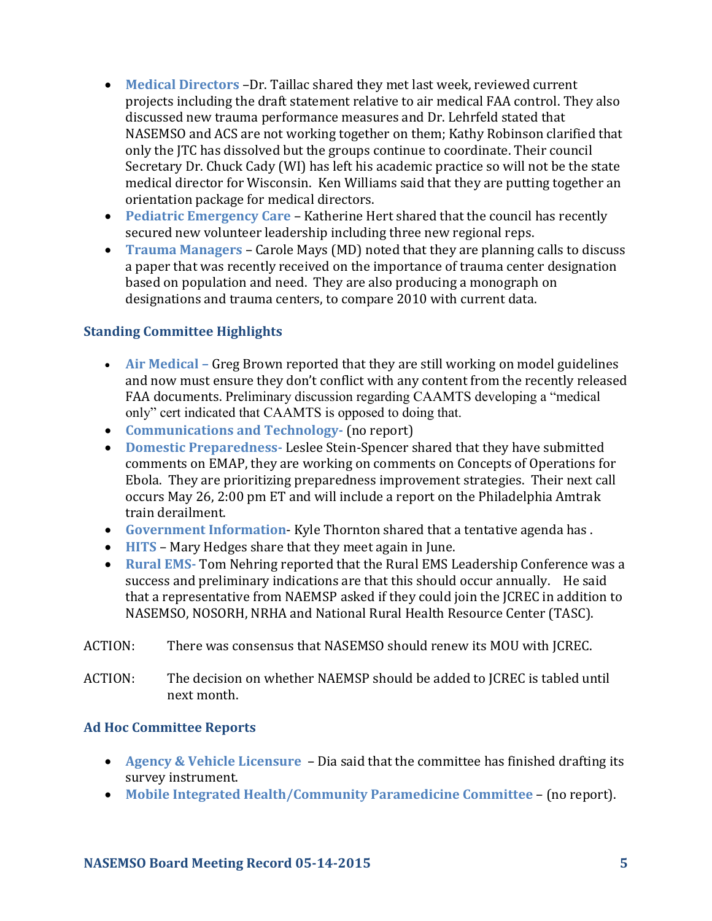- **Medical Directors** –Dr. Taillac shared they met last week, reviewed current projects including the draft statement relative to air medical FAA control. They also discussed new trauma performance measures and Dr. Lehrfeld stated that NASEMSO and ACS are not working together on them; Kathy Robinson clarified that only the JTC has dissolved but the groups continue to coordinate. Their council Secretary Dr. Chuck Cady (WI) has left his academic practice so will not be the state medical director for Wisconsin. Ken Williams said that they are putting together an orientation package for medical directors.
- **Pediatric Emergency Care** – Katherine Hert shared that the council has recently secured new volunteer leadership including three new regional reps.
- **Trauma Managers** – Carole Mays (MD) noted that they are planning calls to discuss a paper that was recently received on the importance of trauma center designation based on population and need. They are also producing a monograph on designations and trauma centers, to compare 2010 with current data.

### Standing Committee Highlights

- **Air Medical** – Greg Brown reported that they are still working on model guidelines and now must ensure they don't conflict with any content from the recently released FAA documents. Preliminary discussion regarding CAAMTS developing a "medical only" cert indicated that CAAMTS is opposed to doing that.
- **Communications and Technology**- (no report)
- **Domestic Preparedness**- Leslee Stein-Spencer shared that they have submitted comments on EMAP, they are working on comments on Concepts of Operations for Ebola. They are prioritizing preparedness improvement strategies. Their next call occurs May 26, 2:00 pm ET and will include a report on the Philadelphia Amtrak train derailment.
- **Government Information**- Kyle Thornton shared that a tentative agenda has .
- **HITS** – Mary Hedges share that they meet again in June.
- **Rural EMS**- Tom Nehring reported that the Rural EMS Leadership Conference was a success and preliminary indications are that this should occur annually. He said that a representative from NAEMSP asked if they could join the JCREC in addition to NASEMSO, NOSORH, NRHA and National Rural Health Resource Center (TASC).

ACTION: There was consensus that NASEMSO should renew its MOU with JCREC.

ACTION: The decision on whether NAEMSP should be added to JCREC is tabled until next month.

### Ad Hoc Committee Reports

- **Agency & Vehicle Licensure** – Dia said that the committee has finished drafting its survey instrument.
- **Mobile Integrated Health/Community Paramedicine Committee** – (no report).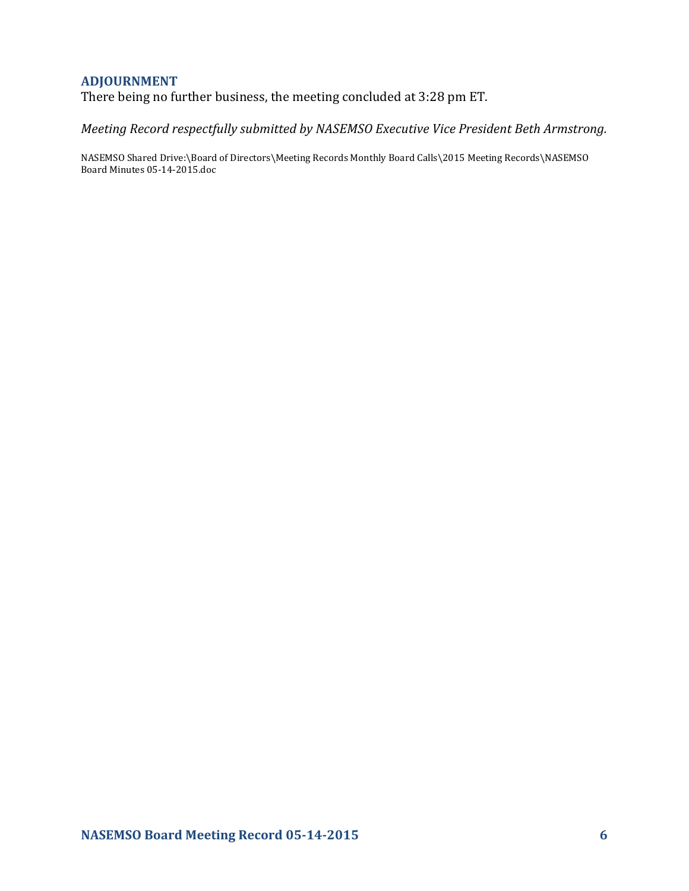## ADJOURNMENT

There being no further business, the meeting concluded at 3:28 pm ET.

*Meeting Record respectfully submitted by NASEMSO Executive Vice President Beth Armstrong.*

NASEMSO Shared Drive:\Board of Directors\Meeting Records Monthly Board Calls\2015 Meeting Records\NASEMSO Board Minutes 05-14-2015.doc